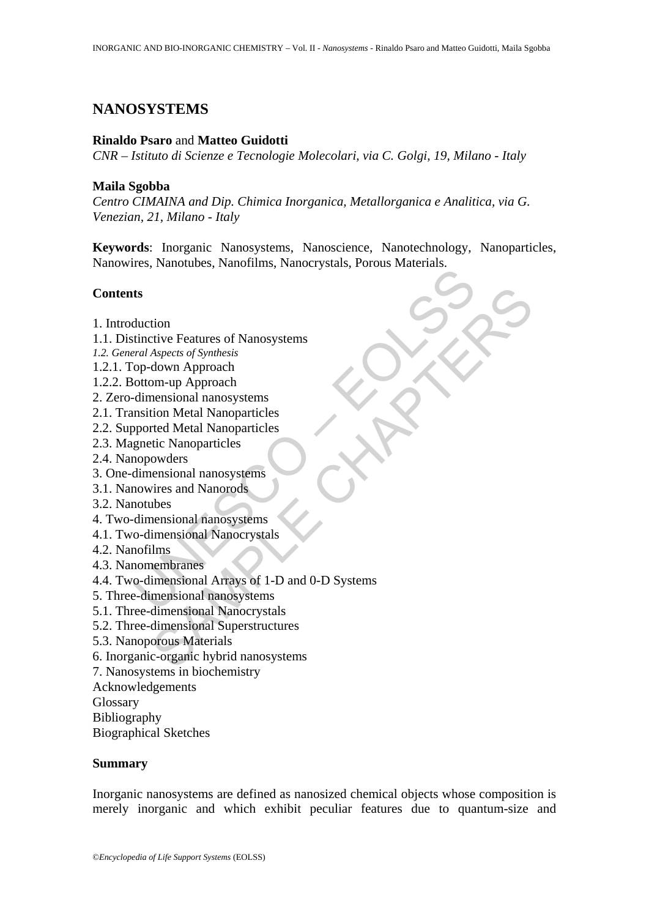# NANOSYSTEMS

**Rinaldo Psaro** and **Matteo Guidotti**

*CNR – Istituto di Scienze e Tecnologie Molecolari, via C. Golgi, 19, Milano - Italy*

**Maila Sgobba**

*Centro CIMAINA and Dip. Chimica Inorganica, Metallorganica e Analitica, via G. Venezian, 21, Milano - Italy*

**Keywords**: Inorganic Nanosystems, Nanoscience, Nanotechnology, Nanoparticles, Nanowires, Nanotubes, Nanofilms, Nanocrystals, Porous Materials.

## Contents

1. Introduction
1.1. Distinctive Features of Nanosystems
*1.2. General Aspects of Synthesis*
1.2.1. Top-down Approach
1.2.2. Bottom-up Approach
2. Zero-dimensional nanosystems
2.1. Transition Metal Nanoparticles
2.2. Supported Metal Nanoparticles
2.3. Magnetic Nanoparticles
2.4. Nanopowders
3. One-dimensional nanosystems
3.1. Nanowires and Nanorods
3.2. Nanotubes
4. Two-dimensional nanosystems
4.1. Two-dimensional Nanocrystals
4.2. Nanofilms
4.3. Nanomembranes
4.4. Two-dimensional Arrays of 1-D and 0-D Systems
5. Three-dimensional nanosystems
5.1. Three-dimensional Nanocrystals
5.2. Three-dimensional Superstructures
5.3. Nanoporous Materials
6. Inorganic-organic hybrid nanosystems
7. Nanosystems in biochemistry
Acknowledgements
Glossary
Bibliography
Biographical Sketches

## Summary

Inorganic nanosystems are defined as nanosized chemical objects whose composition is merely inorganic and which exhibit peculiar features due to quantum-size and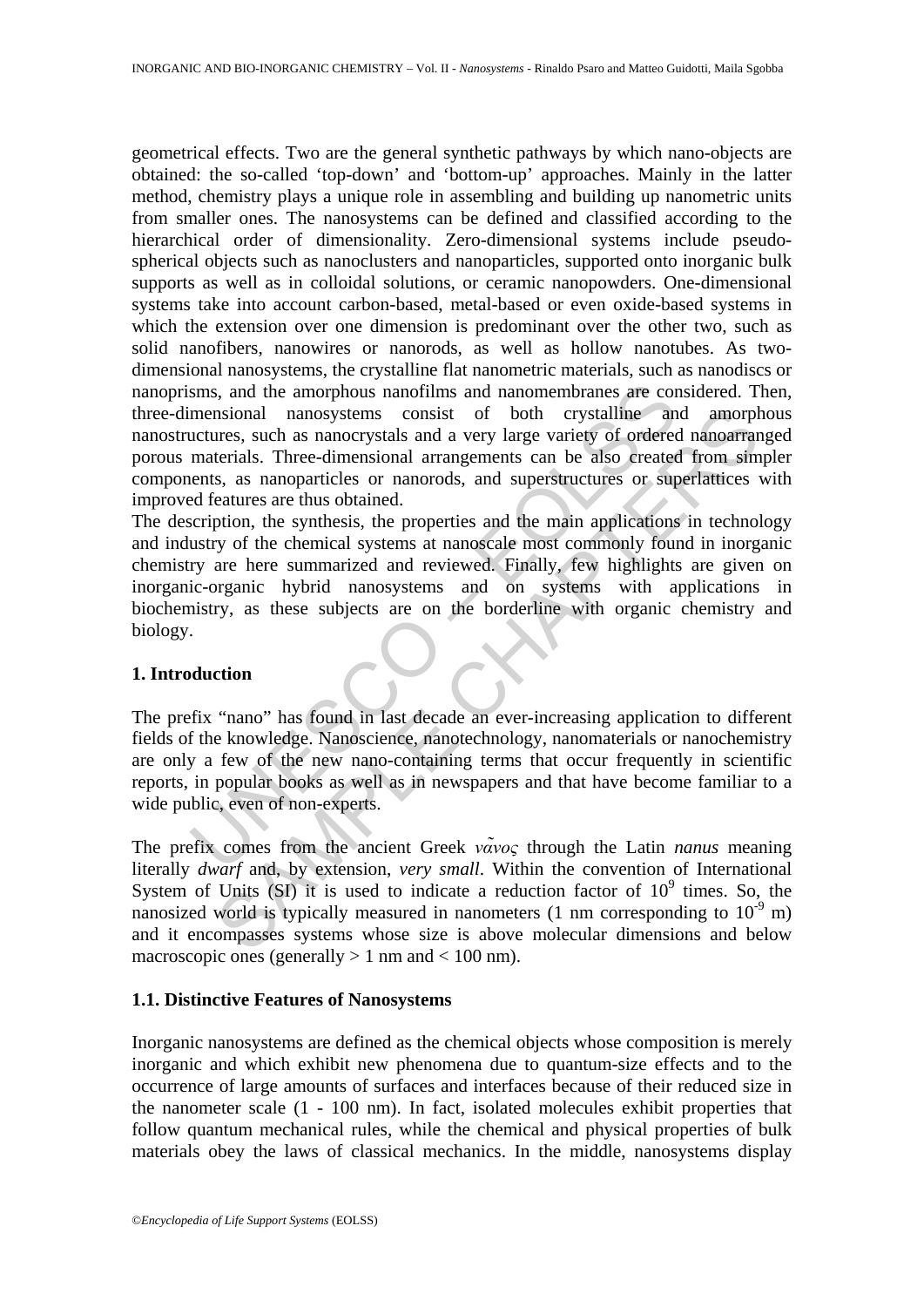geometrical effects. Two are the general synthetic pathways by which nano-objects are obtained: the so-called 'top-down' and 'bottom-up' approaches. Mainly in the latter method, chemistry plays a unique role in assembling and building up nanometric units from smaller ones. The nanosystems can be defined and classified according to the hierarchical order of dimensionality. Zero-dimensional systems include pseudo-spherical objects such as nanoclusters and nanoparticles, supported onto inorganic bulk supports as well as in colloidal solutions, or ceramic nanopowders. One-dimensional systems take into account carbon-based, metal-based or even oxide-based systems in which the extension over one dimension is predominant over the other two, such as solid nanofibers, nanowires or nanorods, as well as hollow nanotubes. As two-dimensional nanosystems, the crystalline flat nanometric materials, such as nanodiscs or nanoprisms, and the amorphous nanofilms and nanomembranes are considered. Then, three-dimensional nanosystems consist of both crystalline and amorphous nanostructures, such as nanocrystals and a very large variety of ordered nanoarranged porous materials. Three-dimensional arrangements can be also created from simpler components, as nanoparticles or nanorods, and superstructures or superlattices with improved features are thus obtained.

The description, the synthesis, the properties and the main applications in technology and industry of the chemical systems at nanoscale most commonly found in inorganic chemistry are here summarized and reviewed. Finally, few highlights are given on inorganic-organic hybrid nanosystems and on systems with applications in biochemistry, as these subjects are on the borderline with organic chemistry and biology.

## 1. Introduction

The prefix "nano" has found in last decade an ever-increasing application to different fields of the knowledge. Nanoscience, nanotechnology, nanomaterials or nanochemistry are only a few of the new nano-containing terms that occur frequently in scientific reports, in popular books as well as in newspapers and that have become familiar to a wide public, even of non-experts.

The prefix comes from the ancient Greek *νᾶνος* through the Latin *nanus* meaning literally *dwarf* and, by extension, *very small*. Within the convention of International System of Units (SI) it is used to indicate a reduction factor of $10^9$ times. So, the nanosized world is typically measured in nanometers (1 nm corresponding to $10^{-9}$ m) and it encompasses systems whose size is above molecular dimensions and below macroscopic ones (generally > 1 nm and < 100 nm).

### 1.1. Distinctive Features of Nanosystems

Inorganic nanosystems are defined as the chemical objects whose composition is merely inorganic and which exhibit new phenomena due to quantum-size effects and to the occurrence of large amounts of surfaces and interfaces because of their reduced size in the nanometer scale (1 - 100 nm). In fact, isolated molecules exhibit properties that follow quantum mechanical rules, while the chemical and physical properties of bulk materials obey the laws of classical mechanics. In the middle, nanosystems display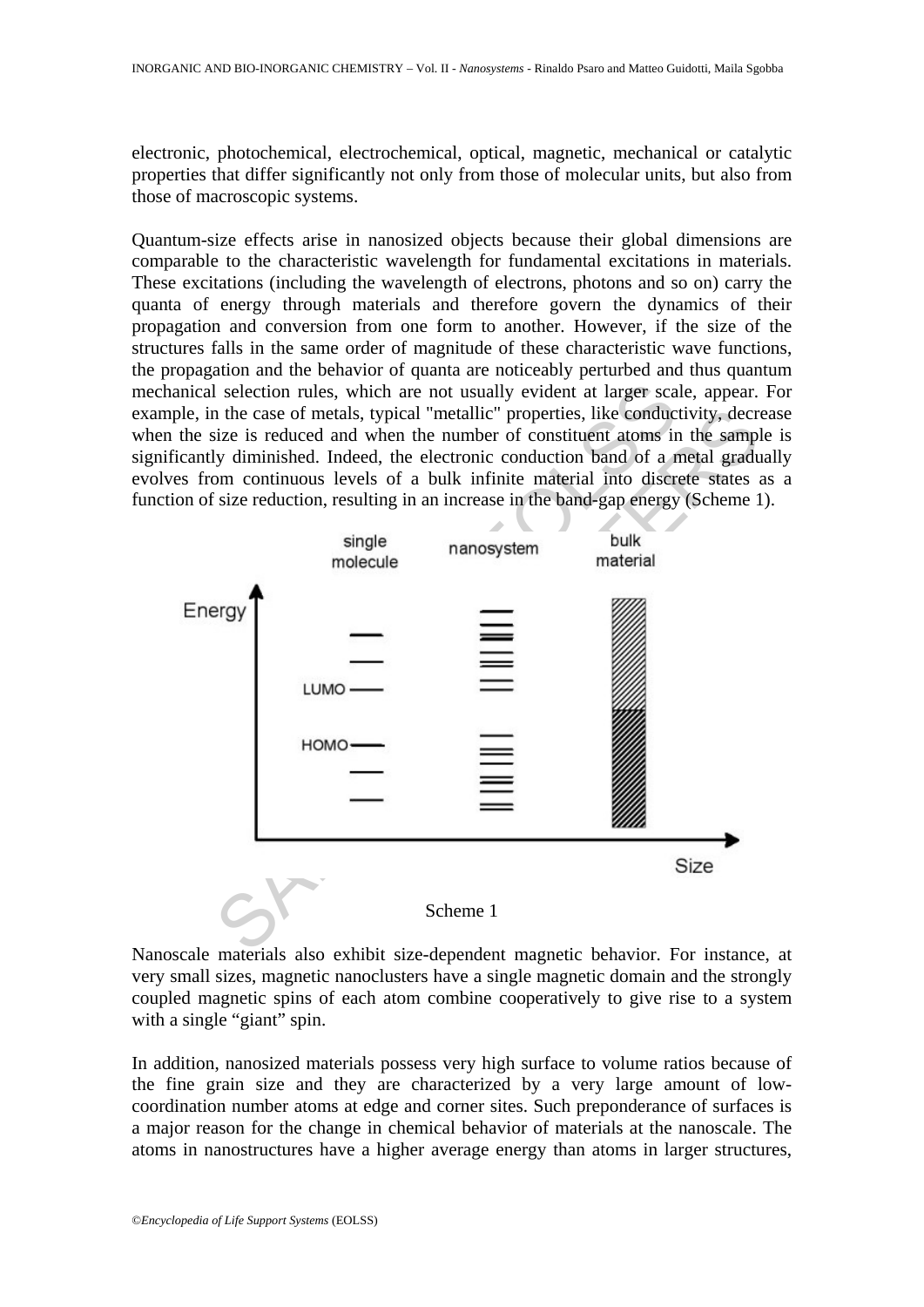electronic, photochemical, electrochemical, optical, magnetic, mechanical or catalytic properties that differ significantly not only from those of molecular units, but also from those of macroscopic systems.

Quantum-size effects arise in nanosized objects because their global dimensions are comparable to the characteristic wavelength for fundamental excitations in materials. These excitations (including the wavelength of electrons, photons and so on) carry the quanta of energy through materials and therefore govern the dynamics of their propagation and conversion from one form to another. However, if the size of the structures falls in the same order of magnitude of these characteristic wave functions, the propagation and the behavior of quanta are noticeably perturbed and thus quantum mechanical selection rules, which are not usually evident at larger scale, appear. For example, in the case of metals, typical "metallic" properties, like conductivity, decrease when the size is reduced and when the number of constituent atoms in the sample is significantly diminished. Indeed, the electronic conduction band of a metal gradually evolves from continuous levels of a bulk infinite material into discrete states as a function of size reduction, resulting in an increase in the band-gap energy (Scheme 1).

Scheme 1

Nanoscale materials also exhibit size-dependent magnetic behavior. For instance, at very small sizes, magnetic nanoclusters have a single magnetic domain and the strongly coupled magnetic spins of each atom combine cooperatively to give rise to a system with a single "giant" spin.

In addition, nanosized materials possess very high surface to volume ratios because of the fine grain size and they are characterized by a very large amount of low-coordination number atoms at edge and corner sites. Such preponderance of surfaces is a major reason for the change in chemical behavior of materials at the nanoscale. The atoms in nanostructures have a higher average energy than atoms in larger structures,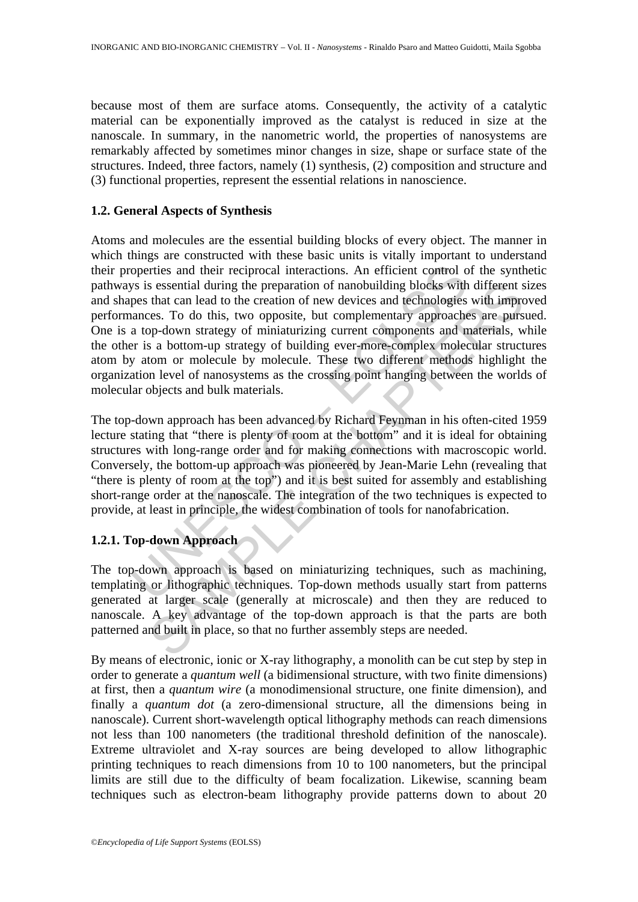because most of them are surface atoms. Consequently, the activity of a catalytic material can be exponentially improved as the catalyst is reduced in size at the nanoscale. In summary, in the nanometric world, the properties of nanosystems are remarkably affected by sometimes minor changes in size, shape or surface state of the structures. Indeed, three factors, namely (1) synthesis, (2) composition and structure and (3) functional properties, represent the essential relations in nanoscience.

### 1.2. General Aspects of Synthesis

Atoms and molecules are the essential building blocks of every object. The manner in which things are constructed with these basic units is vitally important to understand their properties and their reciprocal interactions. An efficient control of the synthetic pathways is essential during the preparation of nanobuilding blocks with different sizes and shapes that can lead to the creation of new devices and technologies with improved performances. To do this, two opposite, but complementary approaches are pursued. One is a top-down strategy of miniaturizing current components and materials, while the other is a bottom-up strategy of building ever-more-complex molecular structures atom by atom or molecule by molecule. These two different methods highlight the organization level of nanosystems as the crossing point hanging between the worlds of molecular objects and bulk materials.

The top-down approach has been advanced by Richard Feynman in his often-cited 1959 lecture stating that "there is plenty of room at the bottom" and it is ideal for obtaining structures with long-range order and for making connections with macroscopic world. Conversely, the bottom-up approach was pioneered by Jean-Marie Lehn (revealing that "there is plenty of room at the top") and it is best suited for assembly and establishing short-range order at the nanoscale. The integration of the two techniques is expected to provide, at least in principle, the widest combination of tools for nanofabrication.

#### 1.2.1. Top-down Approach

The top-down approach is based on miniaturizing techniques, such as machining, templating or lithographic techniques. Top-down methods usually start from patterns generated at larger scale (generally at microscale) and then they are reduced to nanoscale. A key advantage of the top-down approach is that the parts are both patterned and built in place, so that no further assembly steps are needed.

By means of electronic, ionic or X-ray lithography, a monolith can be cut step by step in order to generate a *quantum well* (a bidimensional structure, with two finite dimensions) at first, then a *quantum wire* (a monodimensional structure, one finite dimension), and finally a *quantum dot* (a zero-dimensional structure, all the dimensions being in nanoscale). Current short-wavelength optical lithography methods can reach dimensions not less than 100 nanometers (the traditional threshold definition of the nanoscale). Extreme ultraviolet and X-ray sources are being developed to allow lithographic printing techniques to reach dimensions from 10 to 100 nanometers, but the principal limits are still due to the difficulty of beam focalization. Likewise, scanning beam techniques such as electron-beam lithography provide patterns down to about 20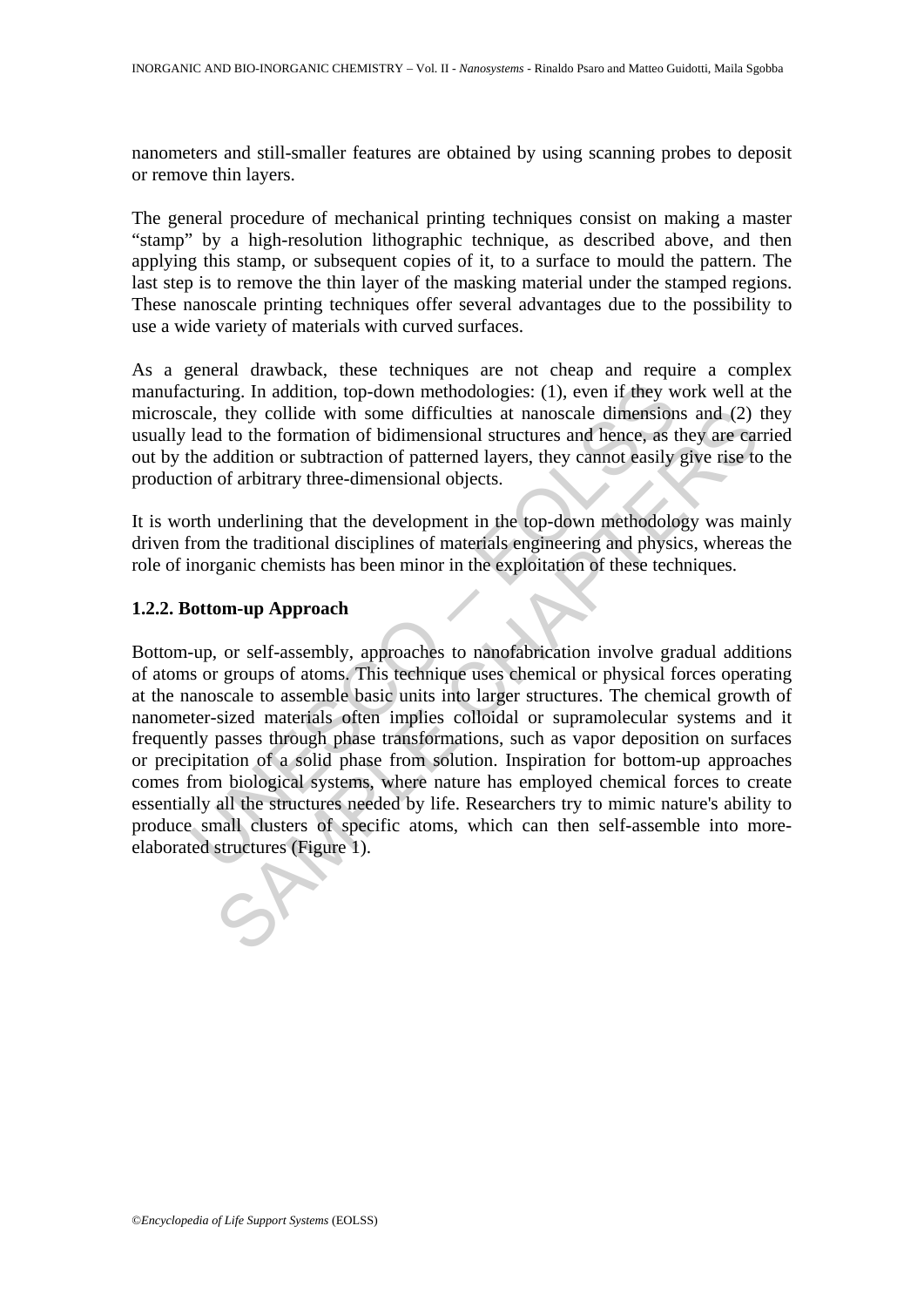nanometers and still-smaller features are obtained by using scanning probes to deposit or remove thin layers.

The general procedure of mechanical printing techniques consist on making a master "stamp" by a high-resolution lithographic technique, as described above, and then applying this stamp, or subsequent copies of it, to a surface to mould the pattern. The last step is to remove the thin layer of the masking material under the stamped regions. These nanoscale printing techniques offer several advantages due to the possibility to use a wide variety of materials with curved surfaces.

As a general drawback, these techniques are not cheap and require a complex manufacturing. In addition, top-down methodologies: (1), even if they work well at the microscale, they collide with some difficulties at nanoscale dimensions and (2) they usually lead to the formation of bidimensional structures and hence, as they are carried out by the addition or subtraction of patterned layers, they cannot easily give rise to the production of arbitrary three-dimensional objects.

It is worth underlining that the development in the top-down methodology was mainly driven from the traditional disciplines of materials engineering and physics, whereas the role of inorganic chemists has been minor in the exploitation of these techniques.

### 1.2.2. Bottom-up Approach

Bottom-up, or self-assembly, approaches to nanofabrication involve gradual additions of atoms or groups of atoms. This technique uses chemical or physical forces operating at the nanoscale to assemble basic units into larger structures. The chemical growth of nanometer-sized materials often implies colloidal or supramolecular systems and it frequently passes through phase transformations, such as vapor deposition on surfaces or precipitation of a solid phase from solution. Inspiration for bottom-up approaches comes from biological systems, where nature has employed chemical forces to create essentially all the structures needed by life. Researchers try to mimic nature's ability to produce small clusters of specific atoms, which can then self-assemble into more-elaborated structures (Figure 1).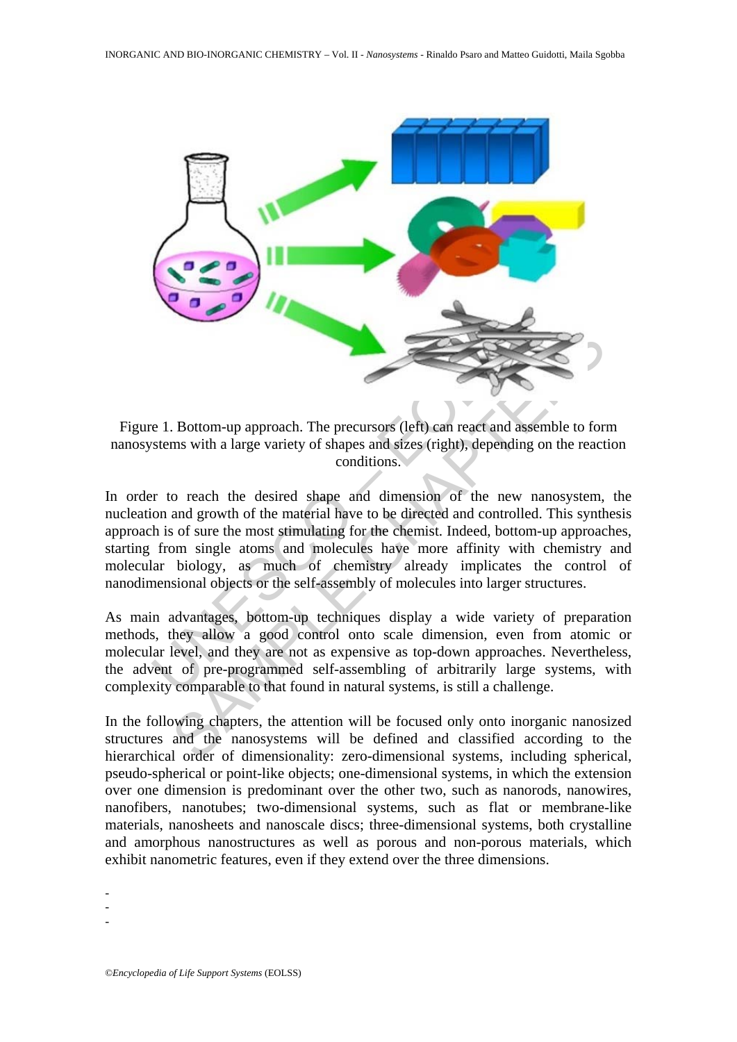Figure 1. Bottom-up approach. The precursors (left) can react and assemble to form nanosystems with a large variety of shapes and sizes (right), depending on the reaction conditions.

In order to reach the desired shape and dimension of the new nanosystem, the nucleation and growth of the material have to be directed and controlled. This synthesis approach is of sure the most stimulating for the chemist. Indeed, bottom-up approaches, starting from single atoms and molecules have more affinity with chemistry and molecular biology, as much of chemistry already implicates the control of nanodimensional objects or the self-assembly of molecules into larger structures.

As main advantages, bottom-up techniques display a wide variety of preparation methods, they allow a good control onto scale dimension, even from atomic or molecular level, and they are not as expensive as top-down approaches. Nevertheless, the advent of pre-programmed self-assembling of arbitrarily large systems, with complexity comparable to that found in natural systems, is still a challenge.

In the following chapters, the attention will be focused only onto inorganic nanosized structures and the nanosystems will be defined and classified according to the hierarchical order of dimensionality: zero-dimensional systems, including spherical, pseudo-spherical or point-like objects; one-dimensional systems, in which the extension over one dimension is predominant over the other two, such as nanorods, nanowires, nanofibers, nanotubes; two-dimensional systems, such as flat or membrane-like materials, nanosheets and nanoscale discs; three-dimensional systems, both crystalline and amorphous nanostructures as well as porous and non-porous materials, which exhibit nanometric features, even if they extend over the three dimensions.

-
-
-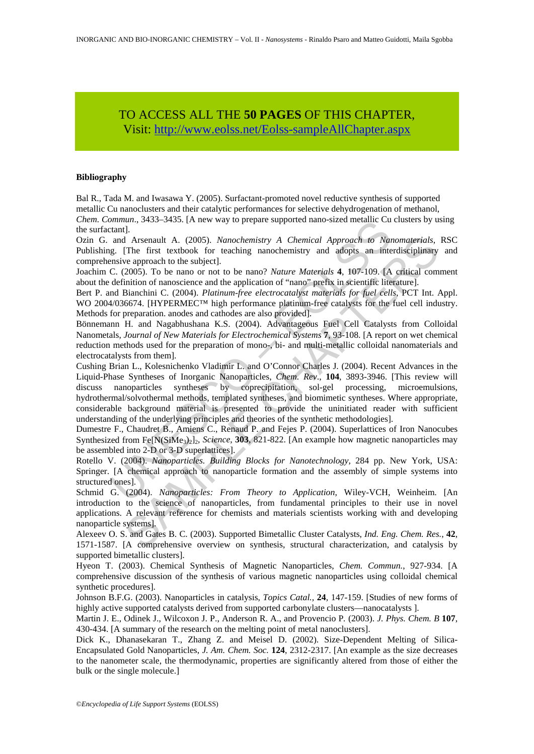TO ACCESS ALL THE **50 PAGES** OF THIS CHAPTER,
Visit: http://www.eolss.net/Eolss-sampleAllChapter.aspx

#### Bibliography

Bal R., Tada M. and Iwasawa Y. (2005). Surfactant-promoted novel reductive synthesis of supported metallic Cu nanoclusters and their catalytic performances for selective dehydrogenation of methanol, *Chem. Commun*., 3433–3435. [A new way to prepare supported nano-sized metallic Cu clusters by using the surfactant].

Ozin G. and Arsenault A. (2005). *Nanochemistry A Chemical Approach to Nanomaterials*, RSC Publishing. [The first textbook for teaching nanochemistry and adopts an interdisciplinary and comprehensive approach to the subject].

Joachim C. (2005). To be nano or not to be nano? *Nature Materials* **4**, 107-109. [A critical comment about the definition of nanoscience and the application of "nano" prefix in scientific literature].

Bert P. and Bianchini C. (2004). *Platinum-free electrocatalyst materials for fuel cells*, PCT Int. Appl. WO 2004/036674. [HYPERMEC™ high performance platinum-free catalysts for the fuel cell industry. Methods for preparation. anodes and cathodes are also provided].

Bönnemann H. and Nagabhushana K.S. (2004). Advantageous Fuel Cell Catalysts from Colloidal Nanometals, *Journal of New Materials for Electrochemical Systems* **7**, 93-108. [A report on wet chemical reduction methods used for the preparation of mono-, bi- and multi-metallic colloidal nanomaterials and electrocatalysts from them].

Cushing Brian L., Kolesnichenko Vladimir L. and O'Connor Charles J. (2004). Recent Advances in the Liquid-Phase Syntheses of Inorganic Nanoparticles, *Chem. Rev*., **104**, 3893-3946. [This review will discuss nanoparticles syntheses by coprecipitation, sol-gel processing, microemulsions, hydrothermal/solvothermal methods, templated syntheses, and biomimetic syntheses. Where appropriate, considerable background material is presented to provide the uninitiated reader with sufficient understanding of the underlying principles and theories of the synthetic methodologies].

Dumestre F., Chaudret B., Amiens C., Renaud P. and Fejes P. (2004). Superlattices of Iron Nanocubes Synthesized from $Fe[N(SiMe_3)_2]_2$, *Science*, **303**, 821-822. [An example how magnetic nanoparticles may be assembled into 2-D or 3-D superlattices].

Rotello V. (2004). *Nanoparticles. Building Blocks for Nanotechnology*, 284 pp. New York, USA: Springer. [A chemical approach to nanoparticle formation and the assembly of simple systems into structured ones].

Schmid G. (2004). *Nanoparticles: From Theory to Application*, Wiley-VCH, Weinheim. [An introduction to the science of nanoparticles, from fundamental principles to their use in novel applications. A relevant reference for chemists and materials scientists working with and developing nanoparticle systems].

Alexeev O. S. and Gates B. C. (2003). Supported Bimetallic Cluster Catalysts, *Ind. Eng. Chem. Res.*, **42**, 1571-1587. [A comprehensive overview on synthesis, structural characterization, and catalysis by supported bimetallic clusters].

Hyeon T. (2003). Chemical Synthesis of Magnetic Nanoparticles, *Chem. Commun.*, 927-934. [A comprehensive discussion of the synthesis of various magnetic nanoparticles using colloidal chemical synthetic procedures].

Johnson B.F.G. (2003). Nanoparticles in catalysis, *Topics Catal.*, **24**, 147-159. [Studies of new forms of highly active supported catalysts derived from supported carbonylate clusters—nanocatalysts ].

Martin J. E., Odinek J., Wilcoxon J. P., Anderson R. A., and Provencio P. (2003). *J. Phys. Chem. B* **107**, 430-434. [A summary of the research on the melting point of metal nanoclusters].

Dick K., Dhanasekaran T., Zhang Z. and Meisel D. (2002). Size-Dependent Melting of Silica-Encapsulated Gold Nanoparticles, *J. Am. Chem. Soc.* **124**, 2312-2317. [An example as the size decreases to the nanometer scale, the thermodynamic, properties are significantly altered from those of either the bulk or the single molecule.]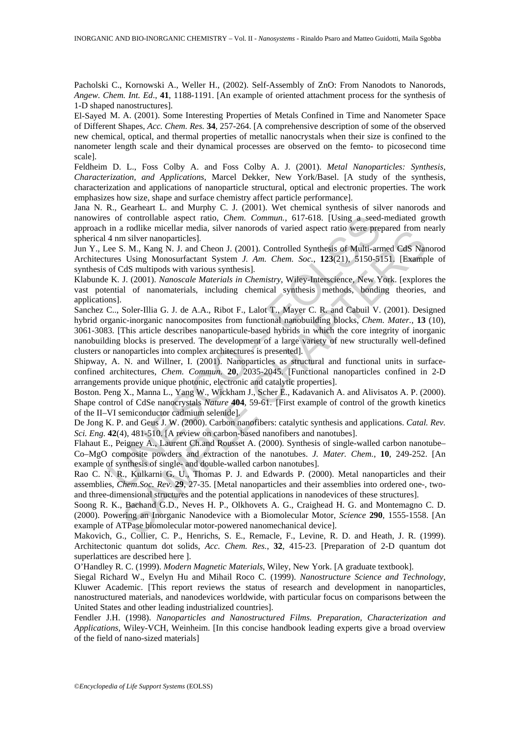Pacholski C., Kornowski A., Weller H., (2002). Self-Assembly of ZnO: From Nanodots to Nanorods, *Angew. Chem. Int. Ed*., **41**, 1188-1191. [An example of oriented attachment process for the synthesis of 1-D shaped nanostructures].

El-Sayed M. A. (2001). Some Interesting Properties of Metals Confined in Time and Nanometer Space of Different Shapes, *Acc. Chem. Res.* **34**, 257-264. [A comprehensive description of some of the observed new chemical, optical, and thermal properties of metallic nanocrystals when their size is confined to the nanometer length scale and their dynamical processes are observed on the femto- to picosecond time scale].

Feldheim D. L., Foss Colby A. and Foss Colby A. J. (2001). *Metal Nanoparticles: Synthesis, Characterization, and Applications*, Marcel Dekker, New York/Basel. [A study of the synthesis, characterization and applications of nanoparticle structural, optical and electronic properties. The work emphasizes how size, shape and surface chemistry affect particle performance].

Jana N. R., Gearheart L. and Murphy C. J. (2001). Wet chemical synthesis of silver nanorods and nanowires of controllable aspect ratio, *Chem. Commun.*, 617-618. [Using a seed-mediated growth approach in a rodlike micellar media, silver nanorods of varied aspect ratio were prepared from nearly spherical 4 nm silver nanoparticles].

Jun Y., Lee S. M., Kang N. J. and Cheon J. (2001). Controlled Synthesis of Multi-armed CdS Nanorod Architectures Using Monosurfactant System *J. Am. Chem. Soc.*, **123**(21), 5150-5151. [Example of synthesis of CdS multipods with various synthesis].

Klabunde K. J. (2001). *Nanoscale Materials in Chemistry*, Wiley-Interscience, New York. [explores the vast potential of nanomaterials, including chemical synthesis methods, bonding theories, and applications].

Sanchez C.., Soler-Illia G. J. de A.A., Ribot F., Lalot T., Mayer C. R. and Cabuil V. (2001). Designed hybrid organic-inorganic nanocomposites from functional nanobuilding blocks, *Chem. Mater.*, **13** (10), 3061-3083. [This article describes nanoparticule-based hybrids in which the core integrity of inorganic nanobuilding blocks is preserved. The development of a large variety of new structurally well-defined clusters or nanoparticles into complex architectures is presented].

Shipway, A. N. and Willner, I. (2001). Nanoparticles as structural and functional units in surface-confined architectures, *Chem. Commun.* **20**, 2035-2045. [Functional nanoparticles confined in 2-D arrangements provide unique photonic, electronic and catalytic properties].

Boston. Peng X., Manna L., Yang W., Wickham J., Scher E., Kadavanich A. and Alivisatos A. P. (2000). Shape control of CdSe nanocrystals *Nature* **404**, 59-61. [First example of control of the growth kinetics of the II–VI semiconductor cadmium selenide].

De Jong K. P. and Geus J. W. (2000). Carbon nanofibers: catalytic synthesis and applications. *Catal. Rev. Sci. Eng.* **42**(4), 481-510. [A review on carbon-based nanofibers and nanotubes].

Flahaut E., Peigney A., Laurent Ch.and Rousset A. (2000). Synthesis of single-walled carbon nanotube–Co–MgO composite powders and extraction of the nanotubes. *J. Mater. Chem.*, **10**, 249-252. [An example of synthesis of single- and double-walled carbon nanotubes].

Rao C. N. R., Kulkarni G. U., Thomas P. J. and Edwards P. (2000). Metal nanoparticles and their assemblies, *Chem.Soc. Rev.* **29**, 27-35. [Metal nanoparticles and their assemblies into ordered one-, two- and three-dimensional structures and the potential applications in nanodevices of these structures].

Soong R. K., Bachand G.D., Neves H. P., Olkhovets A. G., Craighead H. G. and Montemagno C. D. (2000). Powering an Inorganic Nanodevice with a Biomolecular Motor, *Science* **290**, 1555-1558. [An example of ATPase biomolecular motor-powered nanomechanical device].

Makovich, G., Collier, C. P., Henrichs, S. E., Remacle, F., Levine, R. D. and Heath, J. R. (1999). Architectonic quantum dot solids, *Acc. Chem. Res.*, **32**, 415-23. [Preparation of 2-D quantum dot superlattices are described here ].

O'Handley R. C. (1999). *Modern Magnetic Materials*, Wiley, New York. [A graduate textbook].

Siegal Richard W., Evelyn Hu and Mihail Roco C. (1999). *Nanostructure Science and Technology*, Kluwer Academic. [This report reviews the status of research and development in nanoparticles, nanostructured materials, and nanodevices worldwide, with particular focus on comparisons between the United States and other leading industrialized countries].

Fendler J.H. (1998). *Nanoparticles and Nanostructured Films. Preparation, Characterization and Applications*, Wiley-VCH, Weinheim. [In this concise handbook leading experts give a broad overview of the field of nano-sized materials]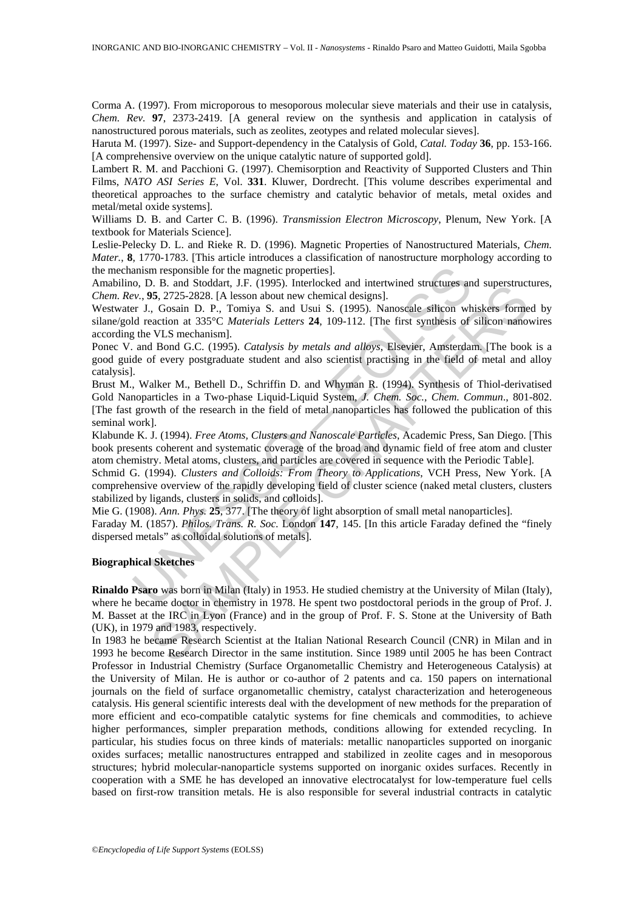Corma A. (1997). From microporous to mesoporous molecular sieve materials and their use in catalysis, *Chem. Rev.* **97**, 2373-2419. [A general review on the synthesis and application in catalysis of nanostructured porous materials, such as zeolites, zeotypes and related molecular sieves].

Haruta M. (1997). Size- and Support-dependency in the Catalysis of Gold, *Catal. Today* **36**, pp. 153-166. [A comprehensive overview on the unique catalytic nature of supported gold].

Lambert R. M. and Pacchioni G. (1997). Chemisorption and Reactivity of Supported Clusters and Thin Films, *NATO ASI Series E*, Vol. **331**. Kluwer, Dordrecht. [This volume describes experimental and theoretical approaches to the surface chemistry and catalytic behavior of metals, metal oxides and metal/metal oxide systems].

Williams D. B. and Carter C. B. (1996). *Transmission Electron Microscopy*, Plenum, New York. [A textbook for Materials Science].

Leslie-Pelecky D. L. and Rieke R. D. (1996). Magnetic Properties of Nanostructured Materials, *Chem. Mater.*, **8**, 1770-1783. [This article introduces a classification of nanostructure morphology according to the mechanism responsible for the magnetic properties].

Amabilino, D. B. and Stoddart, J.F. (1995). Interlocked and intertwined structures and superstructures, *Chem. Rev.*, **95**, 2725-2828. [A lesson about new chemical designs].

Westwater J., Gosain D. P., Tomiya S. and Usui S. (1995). Nanoscale silicon whiskers formed by silane/gold reaction at 335°C *Materials Letters* **24**, 109-112. [The first synthesis of silicon nanowires according the VLS mechanism].

Ponec V. and Bond G.C. (1995). *Catalysis by metals and alloys*, Elsevier, Amsterdam. [The book is a good guide of every postgraduate student and also scientist practising in the field of metal and alloy catalysis].

Brust M., Walker M., Bethell D., Schriffin D. and Whyman R. (1994). Synthesis of Thiol-derivatised Gold Nanoparticles in a Two-phase Liquid-Liquid System, *J. Chem. Soc., Chem. Commun*., 801-802. [The fast growth of the research in the field of metal nanoparticles has followed the publication of this seminal work].

Klabunde K. J. (1994). *Free Atoms, Clusters and Nanoscale Particles*, Academic Press, San Diego. [This book presents coherent and systematic coverage of the broad and dynamic field of free atom and cluster atom chemistry. Metal atoms, clusters, and particles are covered in sequence with the Periodic Table].

Schmid G. (1994). *Clusters and Colloids: From Theory to Applications*, VCH Press, New York. [A comprehensive overview of the rapidly developing field of cluster science (naked metal clusters, clusters stabilized by ligands, clusters in solids, and colloids].

Mie G. (1908). *Ann. Phys.* **25**, 377. [The theory of light absorption of small metal nanoparticles].

Faraday M. (1857). *Philos. Trans. R. Soc.* London **147**, 145. [In this article Faraday defined the "finely dispersed metals" as colloidal solutions of metals].

**Biographical Sketches**

**Rinaldo Psaro** was born in Milan (Italy) in 1953. He studied chemistry at the University of Milan (Italy), where he became doctor in chemistry in 1978. He spent two postdoctoral periods in the group of Prof. J. M. Basset at the IRC in Lyon (France) and in the group of Prof. F. S. Stone at the University of Bath (UK), in 1979 and 1983, respectively.

In 1983 he became Research Scientist at the Italian National Research Council (CNR) in Milan and in 1993 he become Research Director in the same institution. Since 1989 until 2005 he has been Contract Professor in Industrial Chemistry (Surface Organometallic Chemistry and Heterogeneous Catalysis) at the University of Milan. He is author or co-author of 2 patents and ca. 150 papers on international journals on the field of surface organometallic chemistry, catalyst characterization and heterogeneous catalysis. His general scientific interests deal with the development of new methods for the preparation of more efficient and eco-compatible catalytic systems for fine chemicals and commodities, to achieve higher performances, simpler preparation methods, conditions allowing for extended recycling. In particular, his studies focus on three kinds of materials: metallic nanoparticles supported on inorganic oxides surfaces; metallic nanostructures entrapped and stabilized in zeolite cages and in mesoporous structures; hybrid molecular-nanoparticle systems supported on inorganic oxides surfaces. Recently in cooperation with a SME he has developed an innovative electrocatalyst for low-temperature fuel cells based on first-row transition metals. He is also responsible for several industrial contracts in catalytic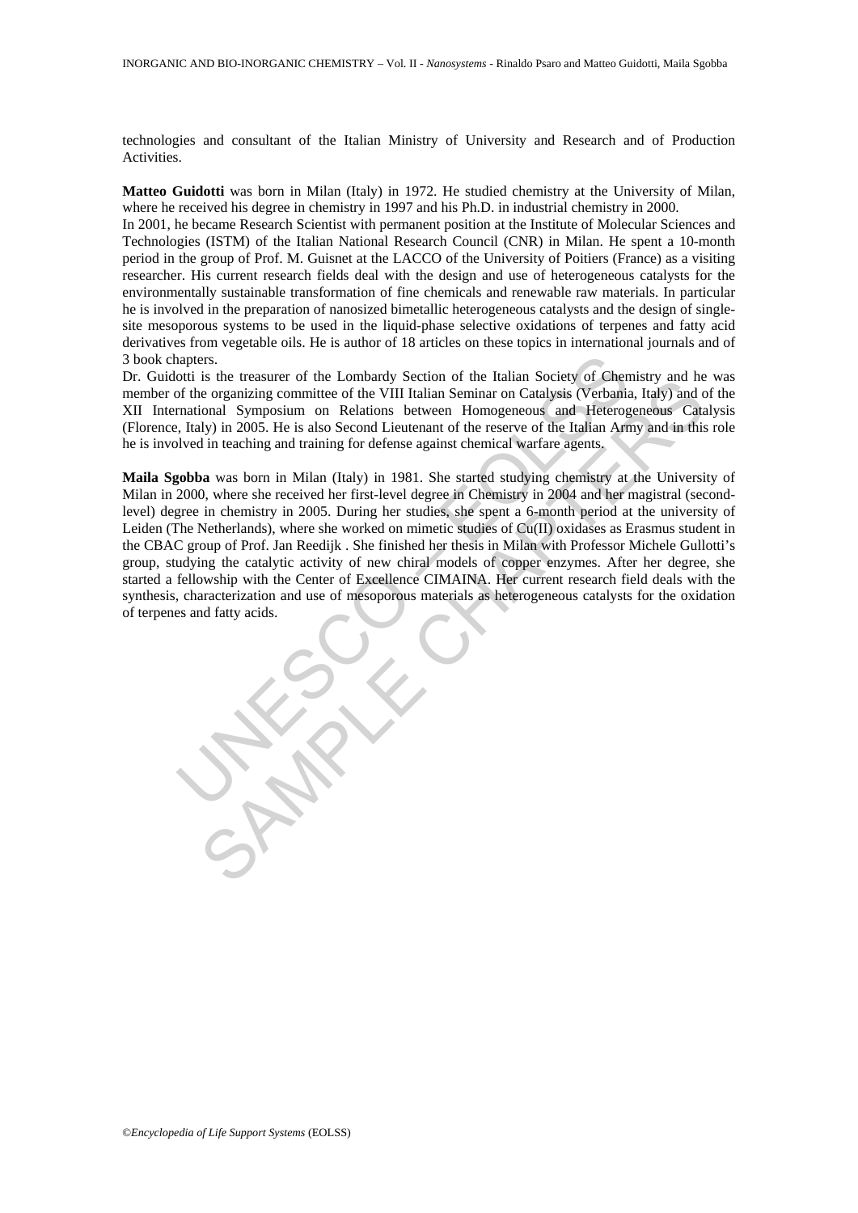technologies and consultant of the Italian Ministry of University and Research and of Production Activities.

**Matteo Guidotti** was born in Milan (Italy) in 1972. He studied chemistry at the University of Milan, where he received his degree in chemistry in 1997 and his Ph.D. in industrial chemistry in 2000.

In 2001, he became Research Scientist with permanent position at the Institute of Molecular Sciences and Technologies (ISTM) of the Italian National Research Council (CNR) in Milan. He spent a 10-month period in the group of Prof. M. Guisnet at the LACCO of the University of Poitiers (France) as a visiting researcher. His current research fields deal with the design and use of heterogeneous catalysts for the environmentally sustainable transformation of fine chemicals and renewable raw materials. In particular he is involved in the preparation of nanosized bimetallic heterogeneous catalysts and the design of single-site mesoporous systems to be used in the liquid-phase selective oxidations of terpenes and fatty acid derivatives from vegetable oils. He is author of 18 articles on these topics in international journals and of 3 book chapters.

Dr. Guidotti is the treasurer of the Lombardy Section of the Italian Society of Chemistry and he was member of the organizing committee of the VIII Italian Seminar on Catalysis (Verbania, Italy) and of the XII International Symposium on Relations between Homogeneous and Heterogeneous Catalysis (Florence, Italy) in 2005. He is also Second Lieutenant of the reserve of the Italian Army and in this role he is involved in teaching and training for defense against chemical warfare agents.

**Maila Sgobba** was born in Milan (Italy) in 1981. She started studying chemistry at the University of Milan in 2000, where she received her first-level degree in Chemistry in 2004 and her magistral (second-level) degree in chemistry in 2005. During her studies, she spent a 6-month period at the university of Leiden (The Netherlands), where she worked on mimetic studies of Cu(II) oxidases as Erasmus student in the CBAC group of Prof. Jan Reedijk . She finished her thesis in Milan with Professor Michele Gullotti's group, studying the catalytic activity of new chiral models of copper enzymes. After her degree, she started a fellowship with the Center of Excellence CIMAINA. Her current research field deals with the synthesis, characterization and use of mesoporous materials as heterogeneous catalysts for the oxidation of terpenes and fatty acids.